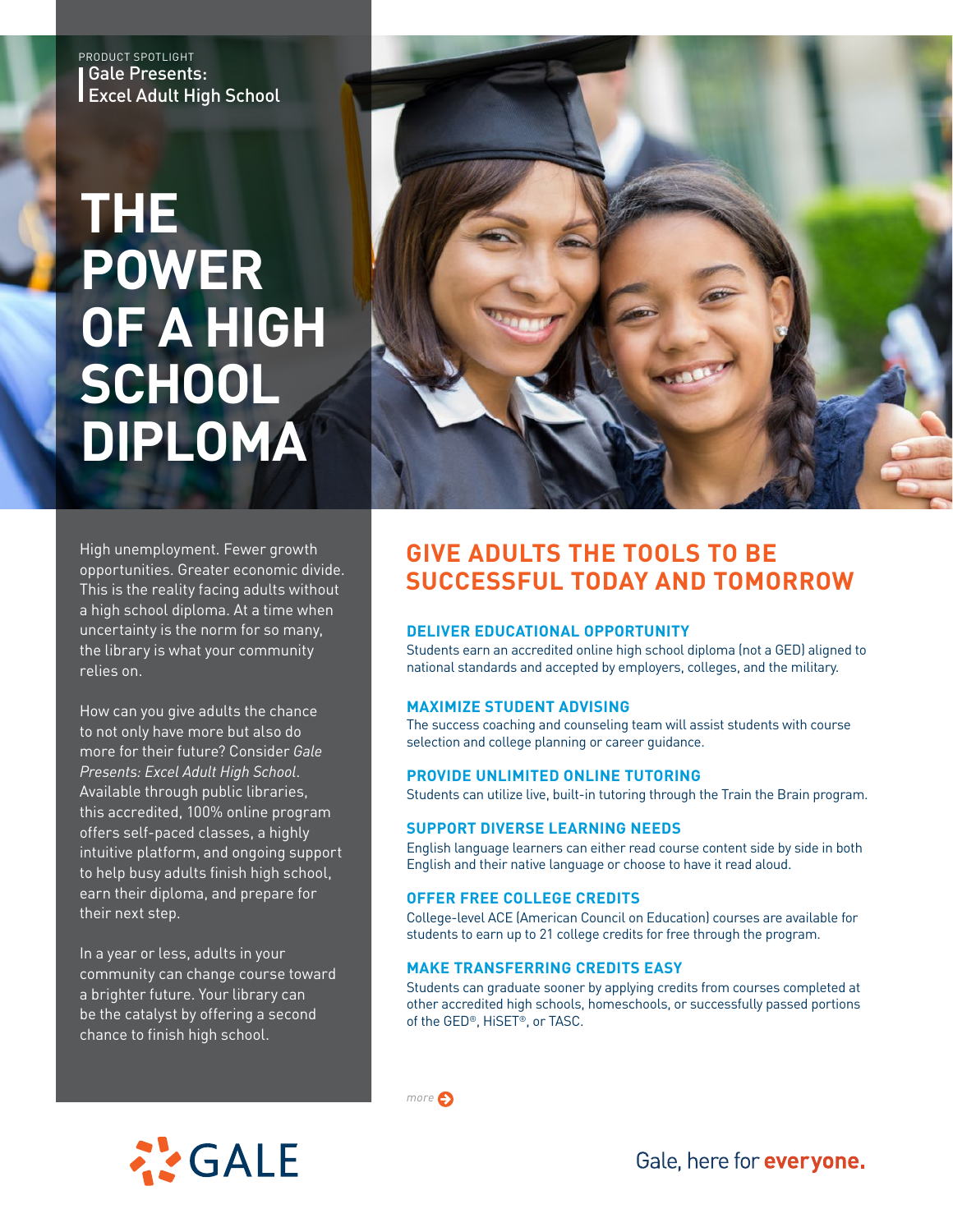PRODUCT SPOTLIGHT

Gale Presents:
Excel Adult High School

# THE POWER OF A HIGH SCHOOL DIPLOMA

High unemployment. Fewer growth opportunities. Greater economic divide. This is the reality facing adults without a high school diploma. At a time when uncertainty is the norm for so many, the library is what your community relies on.

How can you give adults the chance to not only have more but also do more for their future? Consider *Gale Presents: Excel Adult High School*. Available through public libraries, this accredited, 100% online program offers self-paced classes, a highly intuitive platform, and ongoing support to help busy adults finish high school, earn their diploma, and prepare for their next step.

In a year or less, adults in your community can change course toward a brighter future. Your library can be the catalyst by offering a second chance to finish high school.

## GIVE ADULTS THE TOOLS TO BE SUCCESSFUL TODAY AND TOMORROW

### DELIVER EDUCATIONAL OPPORTUNITY

Students earn an accredited online high school diploma (not a GED) aligned to national standards and accepted by employers, colleges, and the military.

### MAXIMIZE STUDENT ADVISING

The success coaching and counseling team will assist students with course selection and college planning or career guidance.

### PROVIDE UNLIMITED ONLINE TUTORING

Students can utilize live, built-in tutoring through the Train the Brain program.

### SUPPORT DIVERSE LEARNING NEEDS

English language learners can either read course content side by side in both English and their native language or choose to have it read aloud.

### OFFER FREE COLLEGE CREDITS

College-level ACE (American Council on Education) courses are available for students to earn up to 21 college credits for free through the program.

### MAKE TRANSFERRING CREDITS EASY

Students can graduate sooner by applying credits from courses completed at other accredited high schools, homeschools, or successfully passed portions of the GED®, HiSET®, or TASC.

*more*

GALE

Gale, here for **everyone.**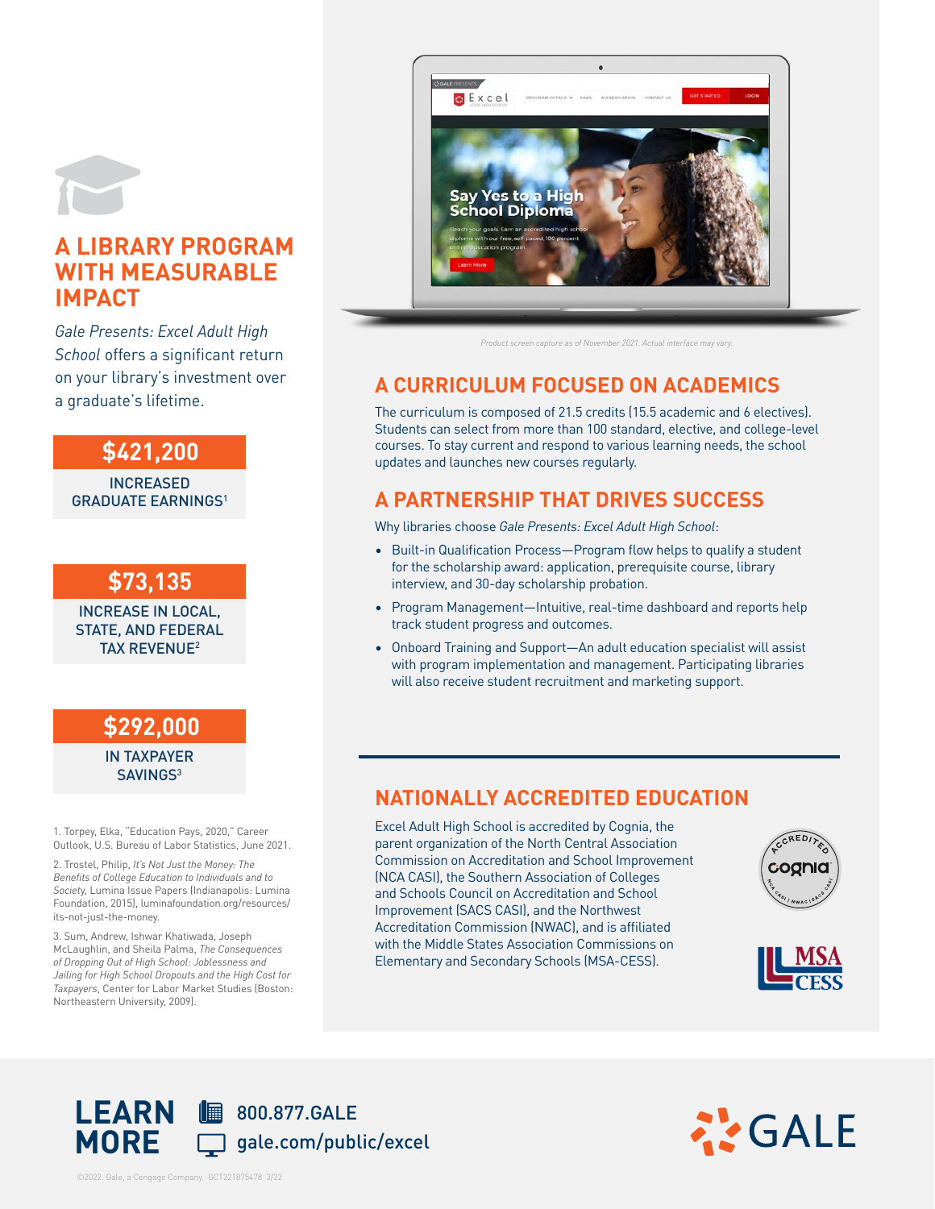## A LIBRARY PROGRAM WITH MEASURABLE IMPACT

*Gale Presents: Excel Adult High School* offers a significant return on your library's investment over a graduate's lifetime.

**$421,200**

INCREASED GRADUATE EARNINGS[1]

**$73,135**

INCREASE IN LOCAL, STATE, AND FEDERAL TAX REVENUE[2]

**$292,000**

IN TAXPAYER SAVINGS[3]

1. Torpey, Elka, "Education Pays, 2020," Career Outlook, U.S. Bureau of Labor Statistics, June 2021.

2. Trostel, Philip, *It's Not Just the Money: The Benefits of College Education to Individuals and to Society*, Lumina Issue Papers (Indianapolis: Lumina Foundation, 2015), luminafoundation.org/resources/its-not-just-the-money.

3. Sum, Andrew, Ishwar Khatiwada, Joseph McLaughlin, and Sheila Palma, *The Consequences of Dropping Out of High School: Joblessness and Jailing for High School Dropouts and the High Cost for Taxpayers*, Center for Labor Market Studies (Boston: Northeastern University, 2009).

*Product screen capture as of November 2021. Actual interface may vary.*

## A CURRICULUM FOCUSED ON ACADEMICS

The curriculum is composed of 21.5 credits (15.5 academic and 6 electives). Students can select from more than 100 standard, elective, and college-level courses. To stay current and respond to various learning needs, the school updates and launches new courses regularly.

## A PARTNERSHIP THAT DRIVES SUCCESS

Why libraries choose *Gale Presents: Excel Adult High School*:

- Built-in Qualification Process—Program flow helps to qualify a student for the scholarship award: application, prerequisite course, library interview, and 30-day scholarship probation.
- Program Management—Intuitive, real-time dashboard and reports help track student progress and outcomes.
- Onboard Training and Support—An adult education specialist will assist with program implementation and management. Participating libraries will also receive student recruitment and marketing support.

## NATIONALLY ACCREDITED EDUCATION

Excel Adult High School is accredited by Cognia, the parent organization of the North Central Association Commission on Accreditation and School Improvement (NCA CASI), the Southern Association of Colleges and Schools Council on Accreditation and School Improvement (SACS CASI), and the Northwest Accreditation Commission (NWAC), and is affiliated with the Middle States Association Commissions on Elementary and Secondary Schools (MSA-CESS).

## LEARN MORE

800.877.GALE

gale.com/public/excel

GALE

©2022. Gale, a Cengage Company. GCT221875478 3/22